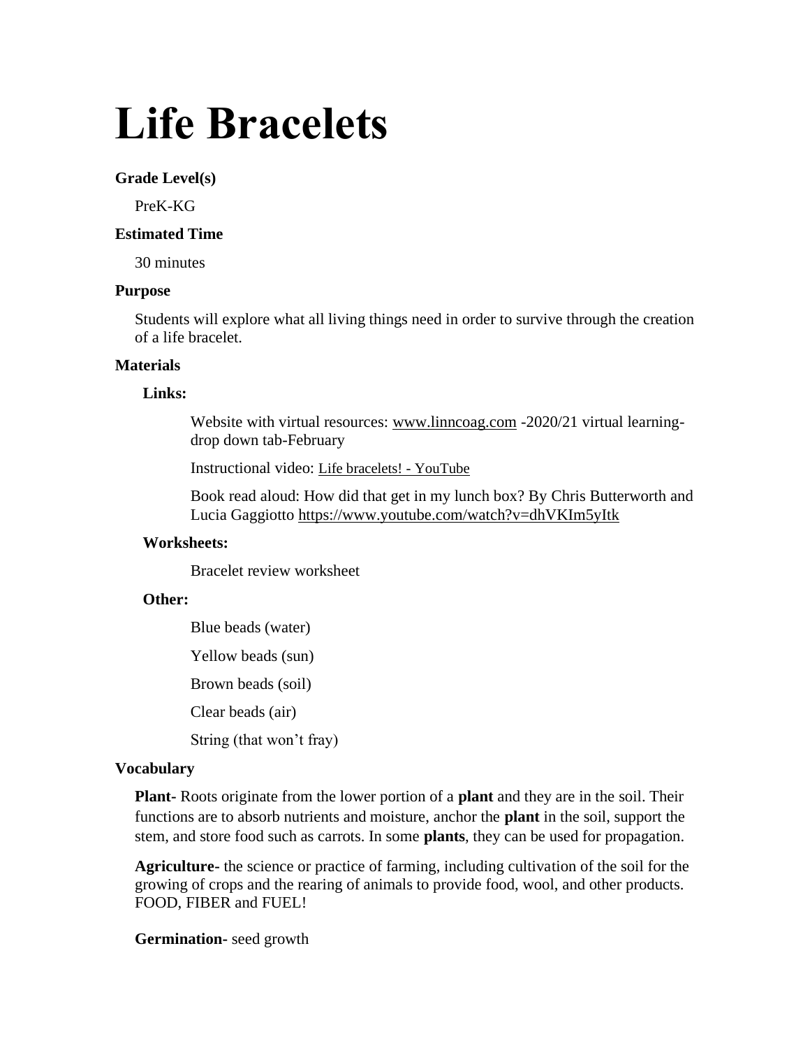# Life Bracelets

**Grade Level(s)**

PreK-KG

**Estimated Time**

30 minutes

**Purpose**

Students will explore what all living things need in order to survive through the creation of a life bracelet.

**Materials**

**Links:**

Website with virtual resources: www.linncoag.com -2020/21 virtual learning-drop down tab-February

Instructional video: Life bracelets! - YouTube

Book read aloud: How did that get in my lunch box? By Chris Butterworth and Lucia Gaggiotto https://www.youtube.com/watch?v=dhVKIm5yItk

**Worksheets:**

Bracelet review worksheet

**Other:**

Blue beads (water)

Yellow beads (sun)

Brown beads (soil)

Clear beads (air)

String (that won't fray)

**Vocabulary**

**Plant-** Roots originate from the lower portion of a **plant** and they are in the soil. Their functions are to absorb nutrients and moisture, anchor the **plant** in the soil, support the stem, and store food such as carrots. In some **plants**, they can be used for propagation.

**Agriculture-** the science or practice of farming, including cultivation of the soil for the growing of crops and the rearing of animals to provide food, wool, and other products. FOOD, FIBER and FUEL!

**Germination-** seed growth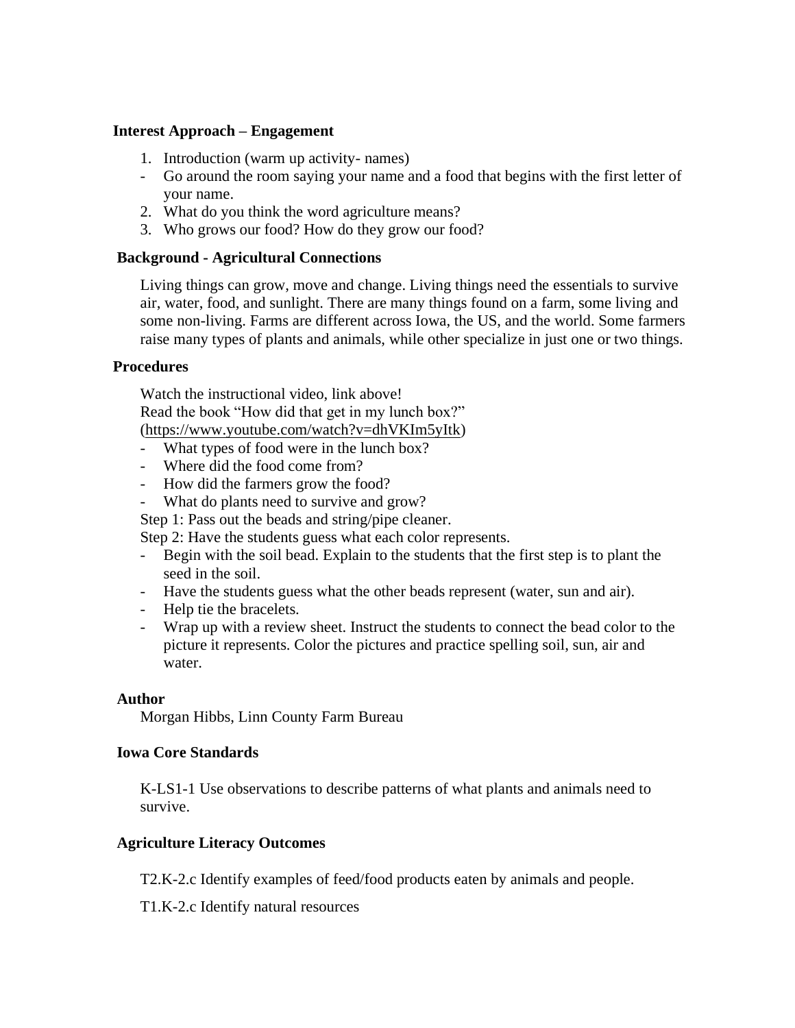## Interest Approach – Engagement

1. Introduction (warm up activity- names)
   - Go around the room saying your name and a food that begins with the first letter of your name.
2. What do you think the word agriculture means?
3. Who grows our food? How do they grow our food?

## Background - Agricultural Connections

Living things can grow, move and change. Living things need the essentials to survive air, water, food, and sunlight. There are many things found on a farm, some living and some non-living. Farms are different across Iowa, the US, and the world. Some farmers raise many types of plants and animals, while other specialize in just one or two things.

## Procedures

Watch the instructional video, link above!
Read the book "How did that get in my lunch box?" (https://www.youtube.com/watch?v=dhVKIm5yItk)

- What types of food were in the lunch box?
- Where did the food come from?
- How did the farmers grow the food?
- What do plants need to survive and grow?

Step 1: Pass out the beads and string/pipe cleaner.
Step 2: Have the students guess what each color represents.

- Begin with the soil bead. Explain to the students that the first step is to plant the seed in the soil.
- Have the students guess what the other beads represent (water, sun and air).
- Help tie the bracelets.
- Wrap up with a review sheet. Instruct the students to connect the bead color to the picture it represents. Color the pictures and practice spelling soil, sun, air and water.

## Author

Morgan Hibbs, Linn County Farm Bureau

## Iowa Core Standards

K-LS1-1 Use observations to describe patterns of what plants and animals need to survive.

## Agriculture Literacy Outcomes

T2.K-2.c Identify examples of feed/food products eaten by animals and people.

T1.K-2.c Identify natural resources